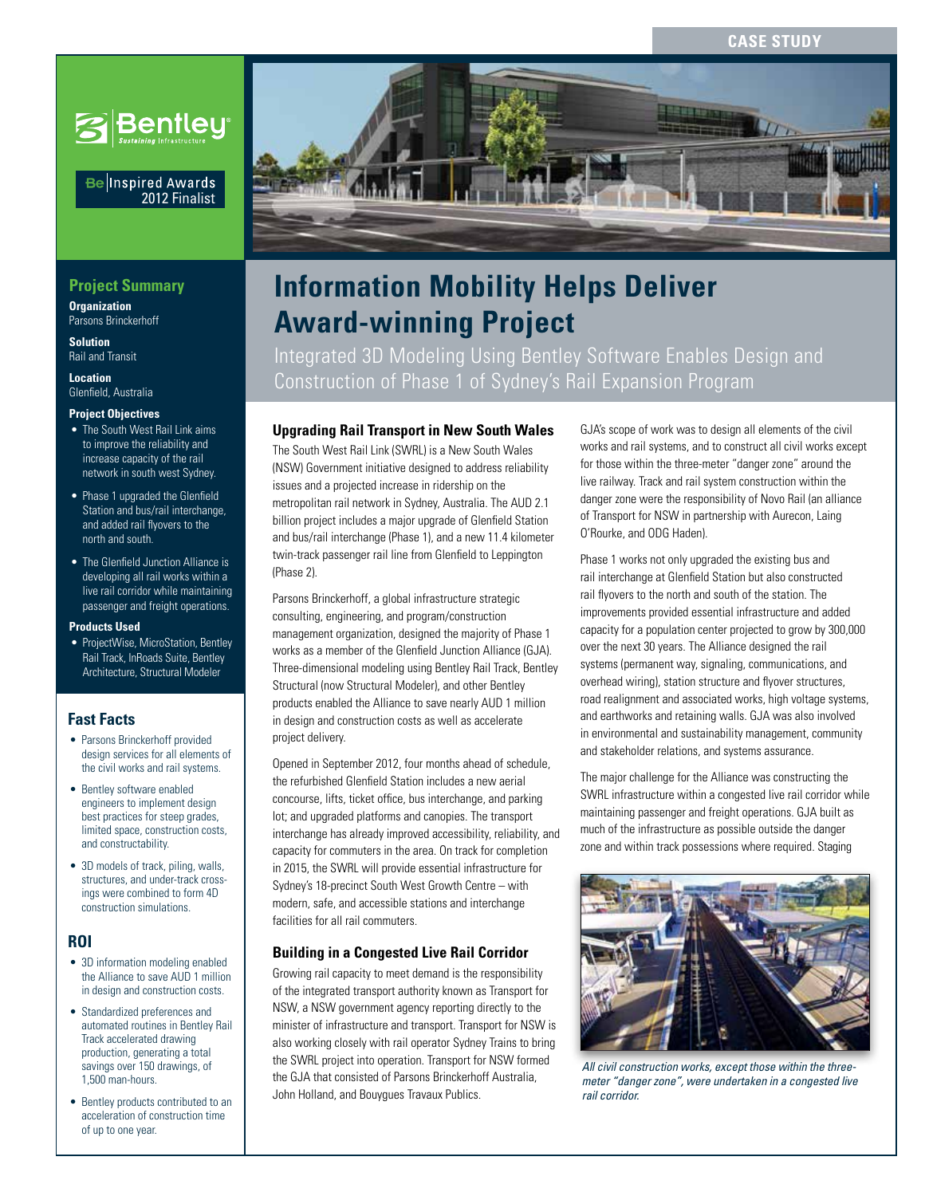CASE STUDY

Bentley
Sustaining Infrastructure

Be Inspired Awards
2012 Finalist

# Information Mobility Helps Deliver Award-winning Project

## Integrated 3D Modeling Using Bentley Software Enables Design and Construction of Phase 1 of Sydney's Rail Expansion Program

### Project Summary

**Organization**
Parsons Brinckerhoff

**Solution**
Rail and Transit

**Location**
Glenfield, Australia

**Project Objectives**

- The South West Rail Link aims to improve the reliability and increase capacity of the rail network in south west Sydney.
- Phase 1 upgraded the Glenfield Station and bus/rail interchange, and added rail flyovers to the north and south.
- The Glenfield Junction Alliance is developing all rail works within a live rail corridor while maintaining passenger and freight operations.

**Products Used**

- ProjectWise, MicroStation, Bentley Rail Track, InRoads Suite, Bentley Architecture, Structural Modeler

### Fast Facts

- Parsons Brinckerhoff provided design services for all elements of the civil works and rail systems.
- Bentley software enabled engineers to implement design best practices for steep grades, limited space, construction costs, and constructability.
- 3D models of track, piling, walls, structures, and under-track crossings were combined to form 4D construction simulations.

### ROI

- 3D information modeling enabled the Alliance to save AUD 1 million in design and construction costs.
- Standardized preferences and automated routines in Bentley Rail Track accelerated drawing production, generating a total savings over 150 drawings, of 1,500 man-hours.
- Bentley products contributed to an acceleration of construction time of up to one year.

### Upgrading Rail Transport in New South Wales

The South West Rail Link (SWRL) is a New South Wales (NSW) Government initiative designed to address reliability issues and a projected increase in ridership on the metropolitan rail network in Sydney, Australia. The AUD 2.1 billion project includes a major upgrade of Glenfield Station and bus/rail interchange (Phase 1), and a new 11.4 kilometer twin-track passenger rail line from Glenfield to Leppington (Phase 2).

Parsons Brinckerhoff, a global infrastructure strategic consulting, engineering, and program/construction management organization, designed the majority of Phase 1 works as a member of the Glenfield Junction Alliance (GJA). Three-dimensional modeling using Bentley Rail Track, Bentley Structural (now Structural Modeler), and other Bentley products enabled the Alliance to save nearly AUD 1 million in design and construction costs as well as accelerate project delivery.

Opened in September 2012, four months ahead of schedule, the refurbished Glenfield Station includes a new aerial concourse, lifts, ticket office, bus interchange, and parking lot; and upgraded platforms and canopies. The transport interchange has already improved accessibility, reliability, and capacity for commuters in the area. On track for completion in 2015, the SWRL will provide essential infrastructure for Sydney's 18-precinct South West Growth Centre – with modern, safe, and accessible stations and interchange facilities for all rail commuters.

### Building in a Congested Live Rail Corridor

Growing rail capacity to meet demand is the responsibility of the integrated transport authority known as Transport for NSW, a NSW government agency reporting directly to the minister of infrastructure and transport. Transport for NSW is also working closely with rail operator Sydney Trains to bring the SWRL project into operation. Transport for NSW formed the GJA that consisted of Parsons Brinckerhoff Australia, John Holland, and Bouygues Travaux Publics.

GJA's scope of work was to design all elements of the civil works and rail systems, and to construct all civil works except for those within the three-meter "danger zone" around the live railway. Track and rail system construction within the danger zone were the responsibility of Novo Rail (an alliance of Transport for NSW in partnership with Aurecon, Laing O'Rourke, and ODG Haden).

Phase 1 works not only upgraded the existing bus and rail interchange at Glenfield Station but also constructed rail flyovers to the north and south of the station. The improvements provided essential infrastructure and added capacity for a population center projected to grow by 300,000 over the next 30 years. The Alliance designed the rail systems (permanent way, signaling, communications, and overhead wiring), station structure and flyover structures, road realignment and associated works, high voltage systems, and earthworks and retaining walls. GJA was also involved in environmental and sustainability management, community and stakeholder relations, and systems assurance.

The major challenge for the Alliance was constructing the SWRL infrastructure within a congested live rail corridor while maintaining passenger and freight operations. GJA built as much of the infrastructure as possible outside the danger zone and within track possessions where required. Staging

*All civil construction works, except those within the three-meter "danger zone", were undertaken in a congested live rail corridor.*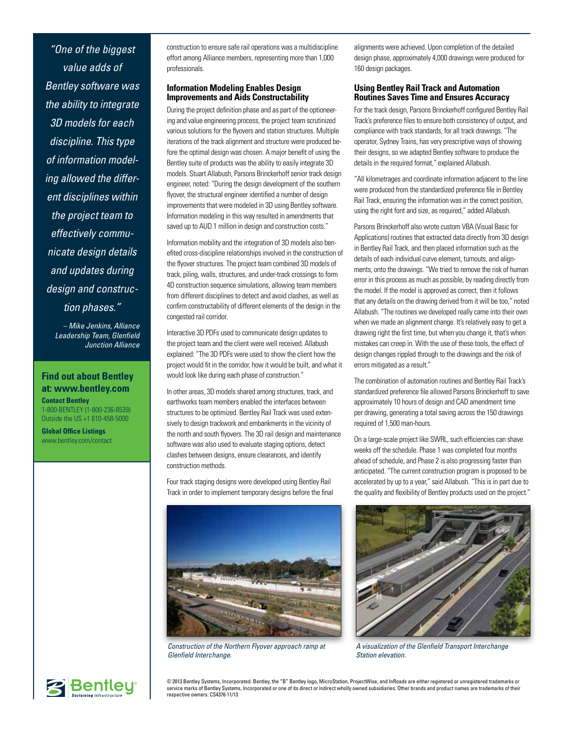*"One of the biggest value adds of Bentley software was the ability to integrate 3D models for each discipline. This type of information modeling allowed the different disciplines within the project team to effectively communicate design details and updates during design and construction phases."*

*– Mike Jenkins, Alliance Leadership Team, Glenfield Junction Alliance*

**Find out about Bentley at: www.bentley.com**

**Contact Bentley**
1-800-BENTLEY (1-800-236-8539)
Outside the US +1 610-458-5000

**Global Office Listings**
www.bentley.com/contact

construction to ensure safe rail operations was a multidiscipline effort among Alliance members, representing more than 1,000 professionals.

### Information Modeling Enables Design Improvements and Aids Constructability

During the project definition phase and as part of the optioneering and value engineering process, the project team scrutinized various solutions for the flyovers and station structures. Multiple iterations of the track alignment and structure were produced before the optimal design was chosen. A major benefit of using the Bentley suite of products was the ability to easily integrate 3D models. Stuart Allabush, Parsons Brinckerhoff senior track design engineer, noted: "During the design development of the southern flyover, the structural engineer identified a number of design improvements that were modeled in 3D using Bentley software. Information modeling in this way resulted in amendments that saved up to AUD 1 million in design and construction costs."

Information mobility and the integration of 3D models also benefited cross-discipline relationships involved in the construction of the flyover structures. The project team combined 3D models of track, piling, walls, structures, and under-track crossings to form 4D construction sequence simulations, allowing team members from different disciplines to detect and avoid clashes, as well as confirm constructability of different elements of the design in the congested rail corridor.

Interactive 3D PDFs used to communicate design updates to the project team and the client were well received. Allabush explained: "The 3D PDFs were used to show the client how the project would fit in the corridor, how it would be built, and what it would look like during each phase of construction."

In other areas, 3D models shared among structures, track, and earthworks team members enabled the interfaces between structures to be optimized. Bentley Rail Track was used extensively to design trackwork and embankments in the vicinity of the north and south flyovers. The 3D rail design and maintenance software was also used to evaluate staging options, detect clashes between designs, ensure clearances, and identify construction methods.

Four track staging designs were developed using Bentley Rail Track in order to implement temporary designs before the final alignments were achieved. Upon completion of the detailed design phase, approximately 4,000 drawings were produced for 160 design packages.

### Using Bentley Rail Track and Automation Routines Saves Time and Ensures Accuracy

For the track design, Parsons Brinckerhoff configured Bentley Rail Track's preference files to ensure both consistency of output, and compliance with track standards, for all track drawings. "The operator, Sydney Trains, has very prescriptive ways of showing their designs, so we adapted Bentley software to produce the details in the required format," explained Allabush.

"All kilometrages and coordinate information adjacent to the line were produced from the standardized preference file in Bentley Rail Track, ensuring the information was in the correct position, using the right font and size, as required," added Allabush.

Parsons Brinckerhoff also wrote custom VBA (Visual Basic for Applications) routines that extracted data directly from 3D design in Bentley Rail Track, and then placed information such as the details of each individual curve element, turnouts, and alignments, onto the drawings. "We tried to remove the risk of human error in this process as much as possible, by reading directly from the model. If the model is approved as correct, then it follows that any details on the drawing derived from it will be too," noted Allabush. "The routines we developed really came into their own when we made an alignment change. It's relatively easy to get a drawing right the first time, but when you change it, that's when mistakes can creep in. With the use of these tools, the effect of design changes rippled through to the drawings and the risk of errors mitigated as a result."

The combination of automation routines and Bentley Rail Track's standardized preference file allowed Parsons Brinckerhoff to save approximately 10 hours of design and CAD amendment time per drawing, generating a total saving across the 150 drawings required of 1,500 man-hours.

On a large-scale project like SWRL, such efficiencies can shave weeks off the schedule. Phase 1 was completed four months ahead of schedule, and Phase 2 is also progressing faster than anticipated. "The current construction program is proposed to be accelerated by up to a year," said Allabush. "This is in part due to the quality and flexibility of Bentley products used on the project."

*Construction of the Northern Flyover approach ramp at Glenfield Interchange.*

*A visualization of the Glenfield Transport Interchange Station elevation.*

© 2013 Bentley Systems, Incorporated. Bentley, the "B" Bentley logo, MicroStation, ProjectWise, and InRoads are either registered or unregistered trademarks or service marks of Bentley Systems, Incorporated or one of its direct or indirect wholly owned subsidiaries. Other brands and product names are trademarks of their respective owners. CS4376 11/13